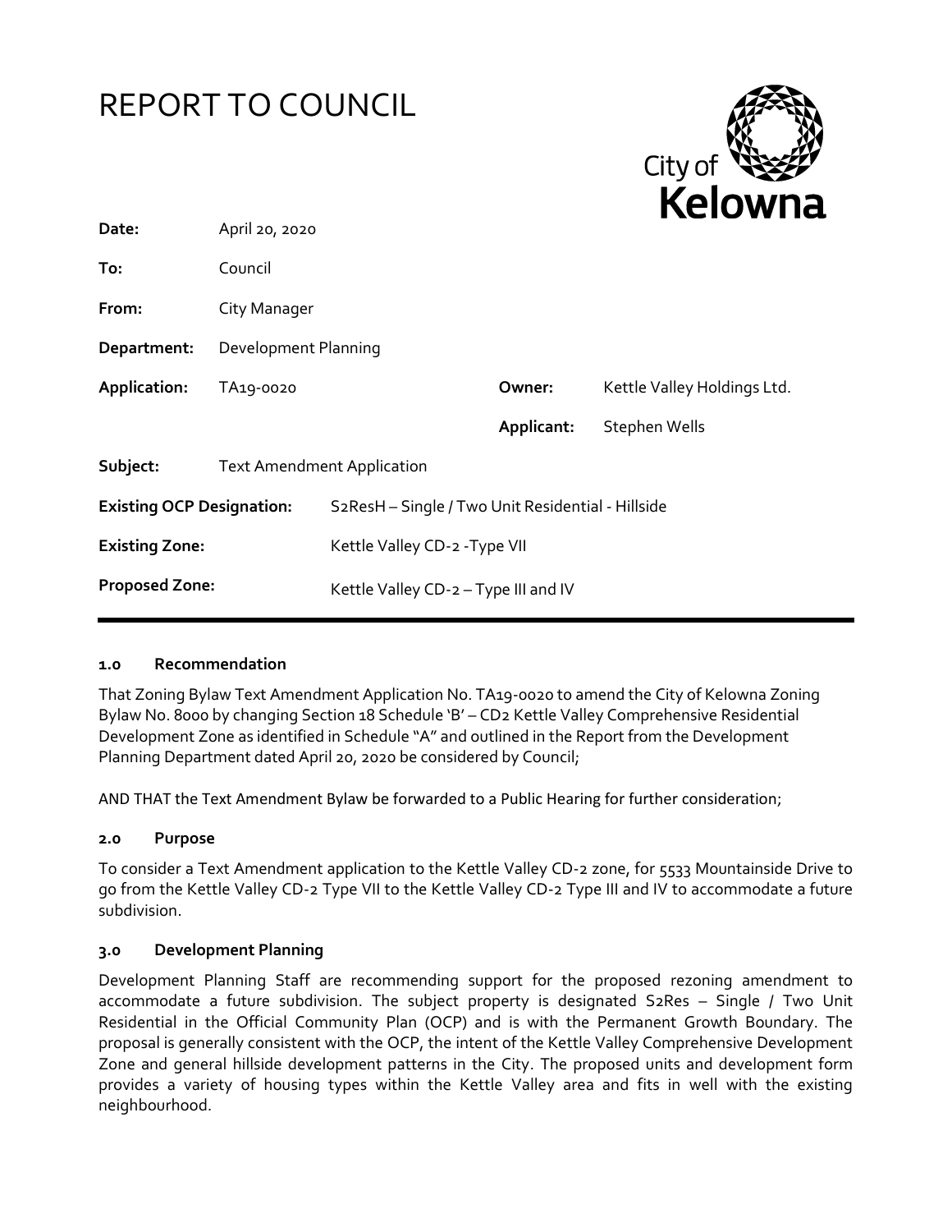# REPORT TO COUNCIL

| | | | |
|---|---|---|---|
| **Date:** | April 20, 2020 | | |
| **To:** | Council | | |
| **From:** | City Manager | | |
| **Department:** | Development Planning | | |
| **Application:** | TA19-0020 | **Owner:** | Kettle Valley Holdings Ltd. |
| | | **Applicant:** | Stephen Wells |
| **Subject:** | Text Amendment Application | | |
| **Existing OCP Designation:** | S2ResH – Single / Two Unit Residential - Hillside | | |
| **Existing Zone:** | Kettle Valley CD-2 -Type VII | | |
| **Proposed Zone:** | Kettle Valley CD-2 – Type III and IV | | |

## 1.0 Recommendation

That Zoning Bylaw Text Amendment Application No. TA19-0020 to amend the City of Kelowna Zoning Bylaw No. 8000 by changing Section 18 Schedule 'B' – CD2 Kettle Valley Comprehensive Residential Development Zone as identified in Schedule "A" and outlined in the Report from the Development Planning Department dated April 20, 2020 be considered by Council;

AND THAT the Text Amendment Bylaw be forwarded to a Public Hearing for further consideration;

## 2.0 Purpose

To consider a Text Amendment application to the Kettle Valley CD-2 zone, for 5533 Mountainside Drive to go from the Kettle Valley CD-2 Type VII to the Kettle Valley CD-2 Type III and IV to accommodate a future subdivision.

## 3.0 Development Planning

Development Planning Staff are recommending support for the proposed rezoning amendment to accommodate a future subdivision. The subject property is designated S2Res – Single / Two Unit Residential in the Official Community Plan (OCP) and is with the Permanent Growth Boundary. The proposal is generally consistent with the OCP, the intent of the Kettle Valley Comprehensive Development Zone and general hillside development patterns in the City. The proposed units and development form provides a variety of housing types within the Kettle Valley area and fits in well with the existing neighbourhood.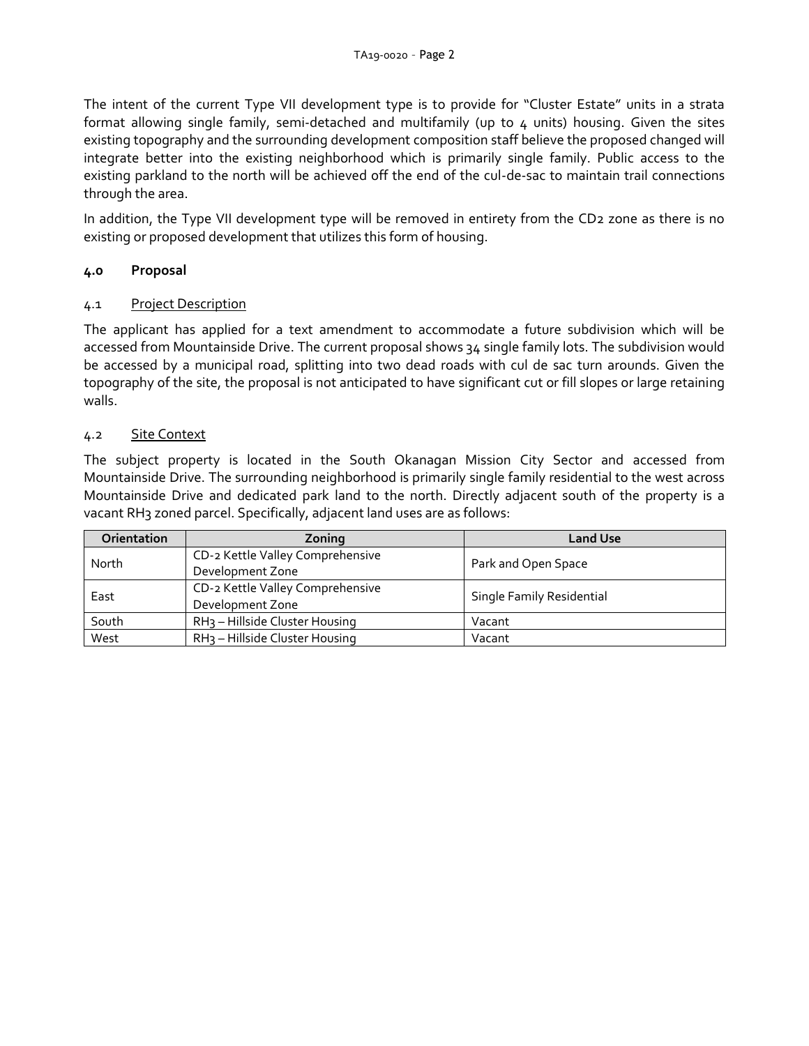The intent of the current Type VII development type is to provide for "Cluster Estate" units in a strata format allowing single family, semi-detached and multifamily (up to 4 units) housing. Given the sites existing topography and the surrounding development composition staff believe the proposed changed will integrate better into the existing neighborhood which is primarily single family. Public access to the existing parkland to the north will be achieved off the end of the cul-de-sac to maintain trail connections through the area.

In addition, the Type VII development type will be removed in entirety from the CD2 zone as there is no existing or proposed development that utilizes this form of housing.

## 4.0 Proposal

### 4.1 Project Description

The applicant has applied for a text amendment to accommodate a future subdivision which will be accessed from Mountainside Drive. The current proposal shows 34 single family lots. The subdivision would be accessed by a municipal road, splitting into two dead roads with cul de sac turn arounds. Given the topography of the site, the proposal is not anticipated to have significant cut or fill slopes or large retaining walls.

### 4.2 Site Context

The subject property is located in the South Okanagan Mission City Sector and accessed from Mountainside Drive. The surrounding neighborhood is primarily single family residential to the west across Mountainside Drive and dedicated park land to the north. Directly adjacent south of the property is a vacant RH3 zoned parcel. Specifically, adjacent land uses are as follows:

| Orientation | Zoning | Land Use |
|---|---|---|
| North | CD-2 Kettle Valley Comprehensive Development Zone | Park and Open Space |
| East | CD-2 Kettle Valley Comprehensive Development Zone | Single Family Residential |
| South | RH3 – Hillside Cluster Housing | Vacant |
| West | RH3 – Hillside Cluster Housing | Vacant |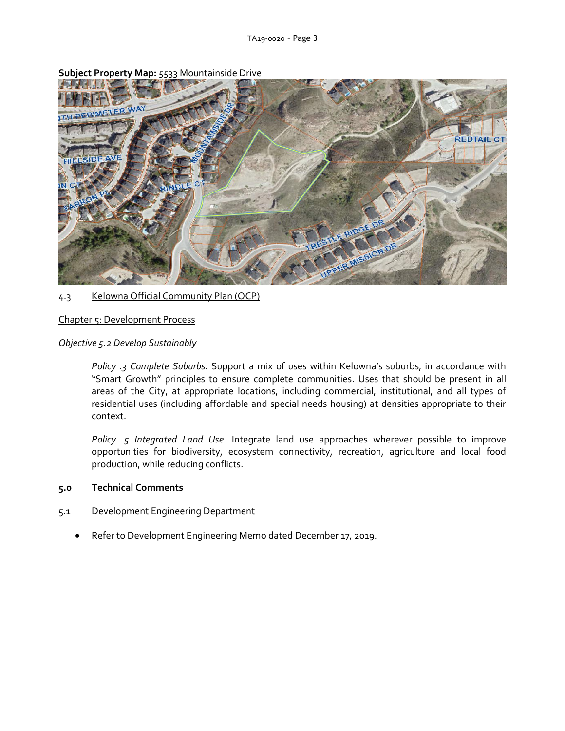**Subject Property Map:** 5533 Mountainside Drive

4.3 Kelowna Official Community Plan (OCP)

Chapter 5: Development Process

*Objective 5.2 Develop Sustainably*

*Policy .3 Complete Suburbs.* Support a mix of uses within Kelowna's suburbs, in accordance with "Smart Growth" principles to ensure complete communities. Uses that should be present in all areas of the City, at appropriate locations, including commercial, institutional, and all types of residential uses (including affordable and special needs housing) at densities appropriate to their context.

*Policy .5 Integrated Land Use.* Integrate land use approaches wherever possible to improve opportunities for biodiversity, ecosystem connectivity, recreation, agriculture and local food production, while reducing conflicts.

## 5.0 Technical Comments

5.1 Development Engineering Department

- Refer to Development Engineering Memo dated December 17, 2019.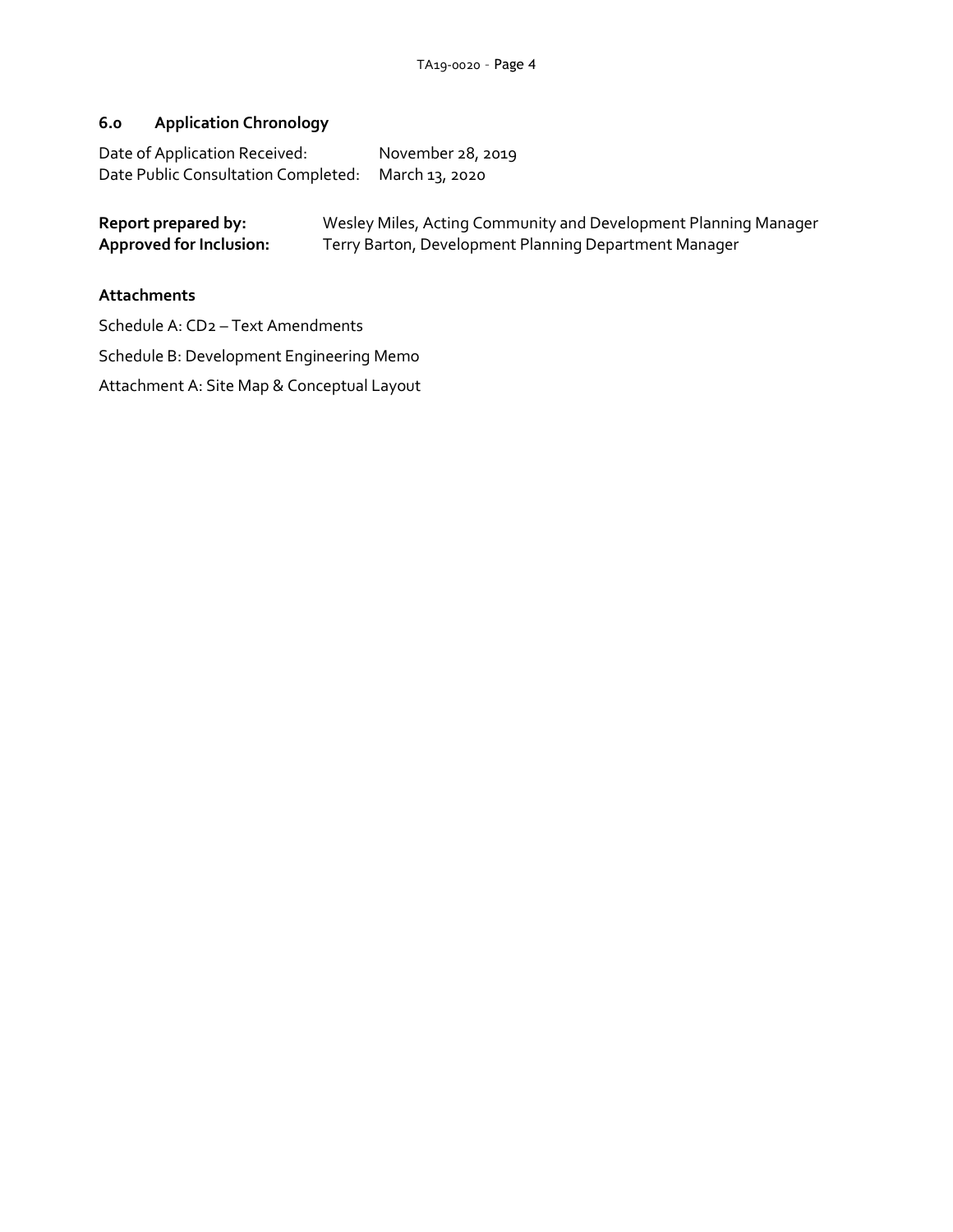## 6.0 Application Chronology

Date of Application Received: November 28, 2019
Date Public Consultation Completed: March 13, 2020

**Report prepared by:** Wesley Miles, Acting Community and Development Planning Manager
**Approved for Inclusion:** Terry Barton, Development Planning Department Manager

### Attachments

Schedule A: CD2 – Text Amendments

Schedule B: Development Engineering Memo

Attachment A: Site Map & Conceptual Layout